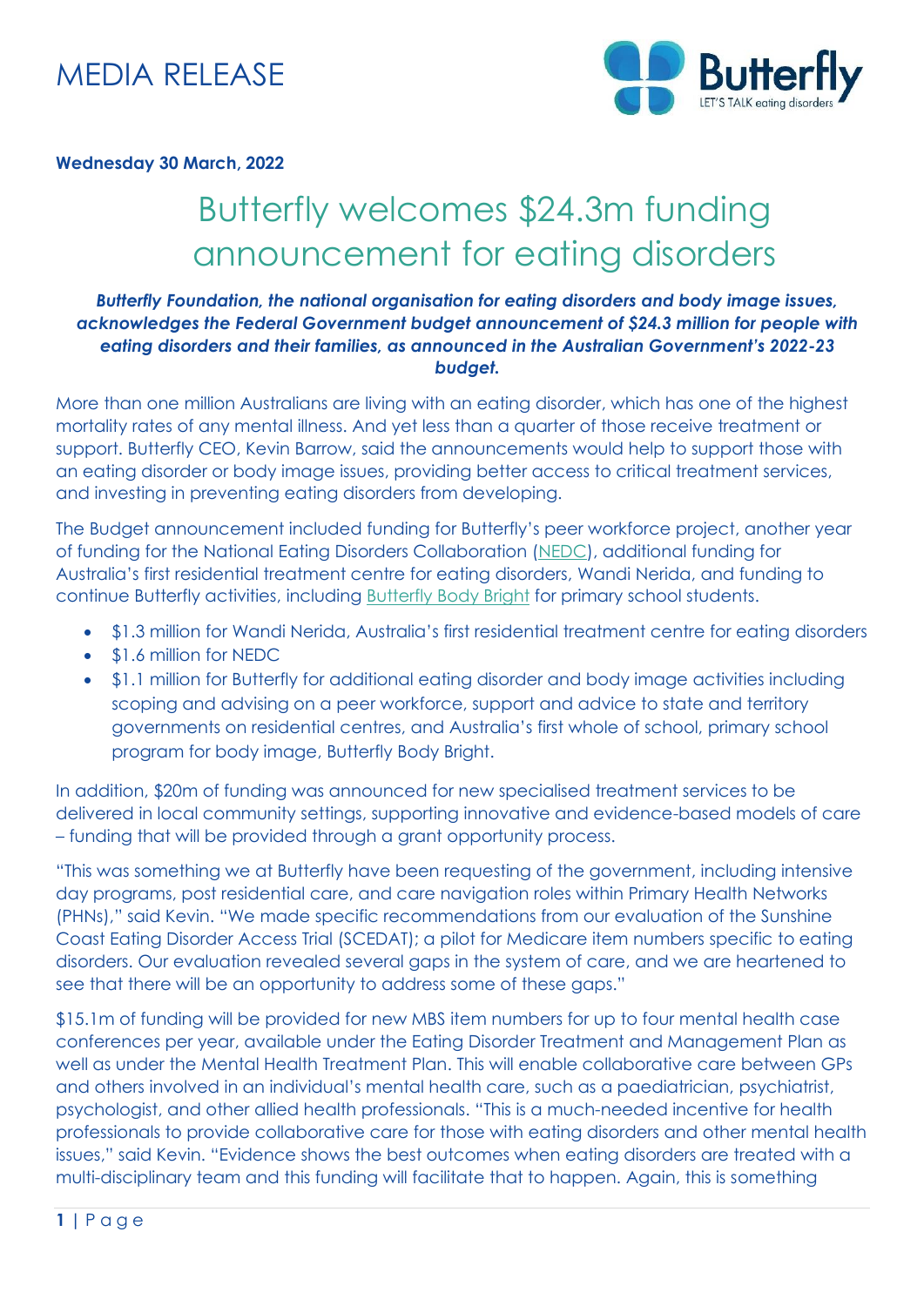MEDIA RELEASE

**Wednesday 30 March, 2022**

# Butterfly welcomes $24.3m funding announcement for eating disorders

***Butterfly Foundation, the national organisation for eating disorders and body image issues, acknowledges the Federal Government budget announcement of $24.3 million for people with eating disorders and their families, as announced in the Australian Government's 2022-23 budget.***

More than one million Australians are living with an eating disorder, which has one of the highest mortality rates of any mental illness. And yet less than a quarter of those receive treatment or support. Butterfly CEO, Kevin Barrow, said the announcements would help to support those with an eating disorder or body image issues, providing better access to critical treatment services, and investing in preventing eating disorders from developing.

The Budget announcement included funding for Butterfly's peer workforce project, another year of funding for the National Eating Disorders Collaboration (NEDC), additional funding for Australia's first residential treatment centre for eating disorders, Wandi Nerida, and funding to continue Butterfly activities, including Butterfly Body Bright for primary school students.

- $1.3 million for Wandi Nerida, Australia's first residential treatment centre for eating disorders
- $1.6 million for NEDC
- $1.1 million for Butterfly for additional eating disorder and body image activities including scoping and advising on a peer workforce, support and advice to state and territory governments on residential centres, and Australia's first whole of school, primary school program for body image, Butterfly Body Bright.

In addition, $20m of funding was announced for new specialised treatment services to be delivered in local community settings, supporting innovative and evidence-based models of care – funding that will be provided through a grant opportunity process.

"This was something we at Butterfly have been requesting of the government, including intensive day programs, post residential care, and care navigation roles within Primary Health Networks (PHNs)," said Kevin. "We made specific recommendations from our evaluation of the Sunshine Coast Eating Disorder Access Trial (SCEDAT); a pilot for Medicare item numbers specific to eating disorders. Our evaluation revealed several gaps in the system of care, and we are heartened to see that there will be an opportunity to address some of these gaps."

$15.1m of funding will be provided for new MBS item numbers for up to four mental health case conferences per year, available under the Eating Disorder Treatment and Management Plan as well as under the Mental Health Treatment Plan. This will enable collaborative care between GPs and others involved in an individual's mental health care, such as a paediatrician, psychiatrist, psychologist, and other allied health professionals. "This is a much-needed incentive for health professionals to provide collaborative care for those with eating disorders and other mental health issues," said Kevin. "Evidence shows the best outcomes when eating disorders are treated with a multi-disciplinary team and this funding will facilitate that to happen. Again, this is something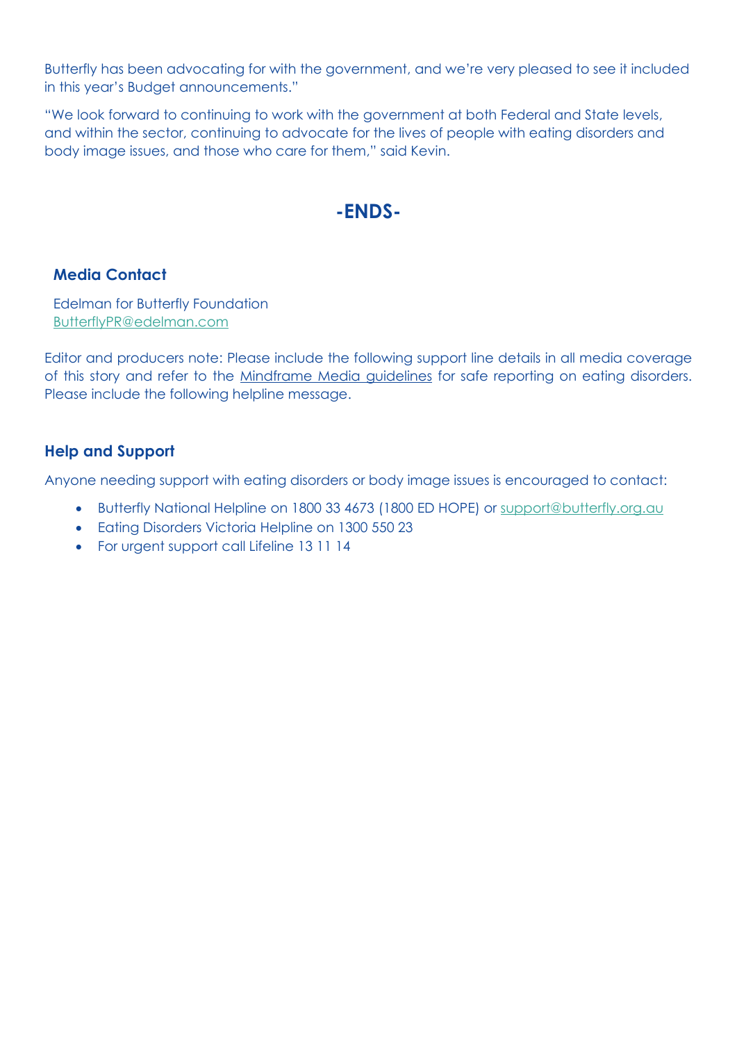Butterfly has been advocating for with the government, and we're very pleased to see it included in this year's Budget announcements."

"We look forward to continuing to work with the government at both Federal and State levels, and within the sector, continuing to advocate for the lives of people with eating disorders and body image issues, and those who care for them," said Kevin.

**-ENDS-**

### Media Contact

Edelman for Butterfly Foundation
ButterflyPR@edelman.com

Editor and producers note: Please include the following support line details in all media coverage of this story and refer to the Mindframe Media guidelines for safe reporting on eating disorders. Please include the following helpline message.

### Help and Support

Anyone needing support with eating disorders or body image issues is encouraged to contact:

- Butterfly National Helpline on 1800 33 4673 (1800 ED HOPE) or support@butterfly.org.au
- Eating Disorders Victoria Helpline on 1300 550 23
- For urgent support call Lifeline 13 11 14